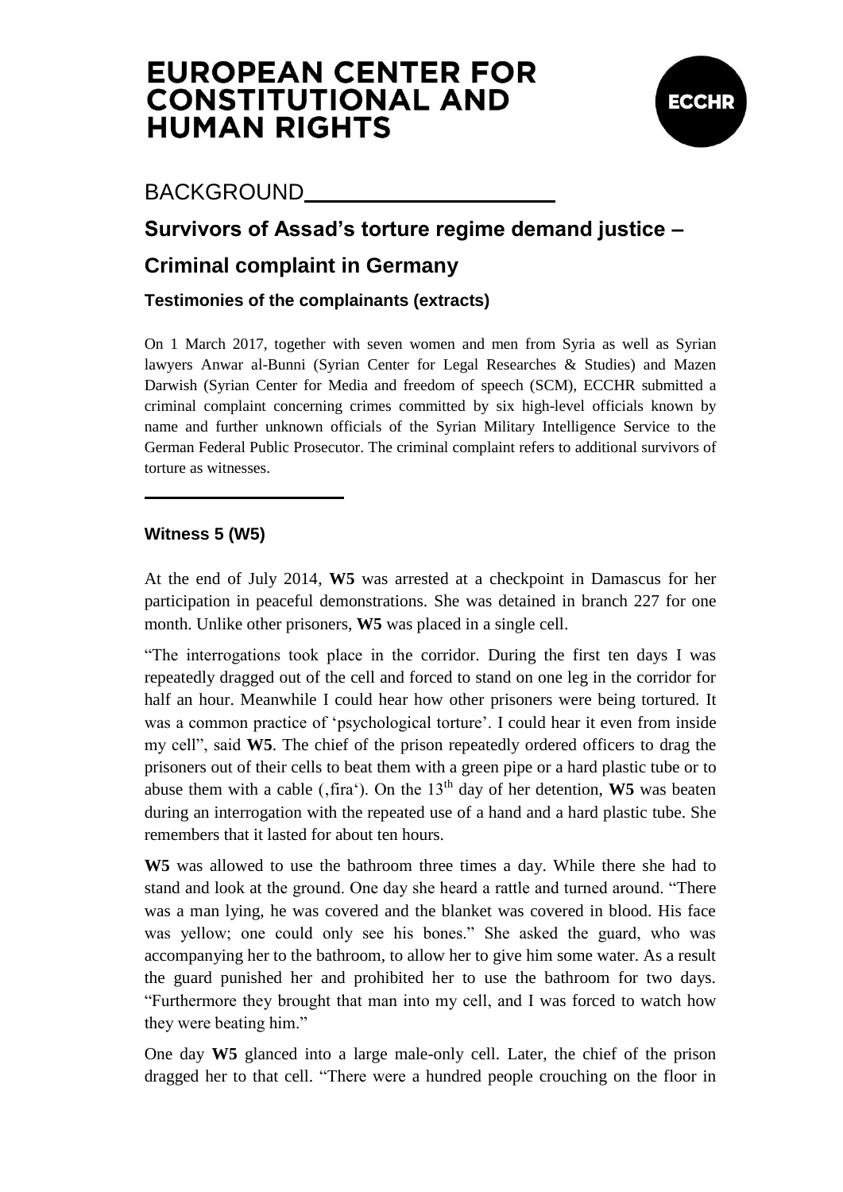**EUROPEAN CENTER FOR CONSTITUTIONAL AND HUMAN RIGHTS**

ECCHR

BACKGROUND

# Survivors of Assad's torture regime demand justice – Criminal complaint in Germany

### Testimonies of the complainants (extracts)

On 1 March 2017, together with seven women and men from Syria as well as Syrian lawyers Anwar al-Bunni (Syrian Center for Legal Researches & Studies) and Mazen Darwish (Syrian Center for Media and freedom of speech (SCM), ECCHR submitted a criminal complaint concerning crimes committed by six high-level officials known by name and further unknown officials of the Syrian Military Intelligence Service to the German Federal Public Prosecutor. The criminal complaint refers to additional survivors of torture as witnesses.

---

### Witness 5 (W5)

At the end of July 2014, **W5** was arrested at a checkpoint in Damascus for her participation in peaceful demonstrations. She was detained in branch 227 for one month. Unlike other prisoners, **W5** was placed in a single cell.

"The interrogations took place in the corridor. During the first ten days I was repeatedly dragged out of the cell and forced to stand on one leg in the corridor for half an hour. Meanwhile I could hear how other prisoners were being tortured. It was a common practice of 'psychological torture'. I could hear it even from inside my cell", said **W5**. The chief of the prison repeatedly ordered officers to drag the prisoners out of their cells to beat them with a green pipe or a hard plastic tube or to abuse them with a cable (‚fira'). On the 13th day of her detention, **W5** was beaten during an interrogation with the repeated use of a hand and a hard plastic tube. She remembers that it lasted for about ten hours.

**W5** was allowed to use the bathroom three times a day. While there she had to stand and look at the ground. One day she heard a rattle and turned around. "There was a man lying, he was covered and the blanket was covered in blood. His face was yellow; one could only see his bones." She asked the guard, who was accompanying her to the bathroom, to allow her to give him some water. As a result the guard punished her and prohibited her to use the bathroom for two days. "Furthermore they brought that man into my cell, and I was forced to watch how they were beating him."

One day **W5** glanced into a large male-only cell. Later, the chief of the prison dragged her to that cell. "There were a hundred people crouching on the floor in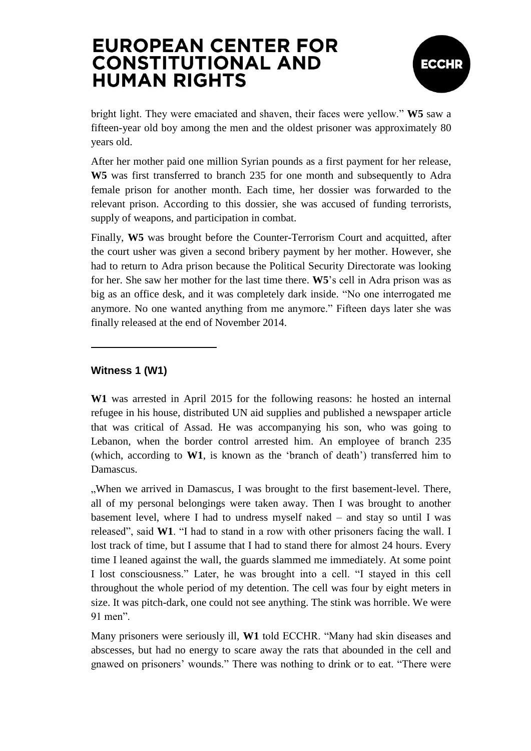bright light. They were emaciated and shaven, their faces were yellow." **W5** saw a fifteen-year old boy among the men and the oldest prisoner was approximately 80 years old.

After her mother paid one million Syrian pounds as a first payment for her release, **W5** was first transferred to branch 235 for one month and subsequently to Adra female prison for another month. Each time, her dossier was forwarded to the relevant prison. According to this dossier, she was accused of funding terrorists, supply of weapons, and participation in combat.

Finally, **W5** was brought before the Counter-Terrorism Court and acquitted, after the court usher was given a second bribery payment by her mother. However, she had to return to Adra prison because the Political Security Directorate was looking for her. She saw her mother for the last time there. **W5**'s cell in Adra prison was as big as an office desk, and it was completely dark inside. "No one interrogated me anymore. No one wanted anything from me anymore." Fifteen days later she was finally released at the end of November 2014.

---

### Witness 1 (W1)

**W1** was arrested in April 2015 for the following reasons: he hosted an internal refugee in his house, distributed UN aid supplies and published a newspaper article that was critical of Assad. He was accompanying his son, who was going to Lebanon, when the border control arrested him. An employee of branch 235 (which, according to **W1**, is known as the 'branch of death') transferred him to Damascus.

„When we arrived in Damascus, I was brought to the first basement-level. There, all of my personal belongings were taken away. Then I was brought to another basement level, where I had to undress myself naked – and stay so until I was released", said **W1**. "I had to stand in a row with other prisoners facing the wall. I lost track of time, but I assume that I had to stand there for almost 24 hours. Every time I leaned against the wall, the guards slammed me immediately. At some point I lost consciousness." Later, he was brought into a cell. "I stayed in this cell throughout the whole period of my detention. The cell was four by eight meters in size. It was pitch-dark, one could not see anything. The stink was horrible. We were 91 men".

Many prisoners were seriously ill, **W1** told ECCHR. "Many had skin diseases and abscesses, but had no energy to scare away the rats that abounded in the cell and gnawed on prisoners' wounds." There was nothing to drink or to eat. "There were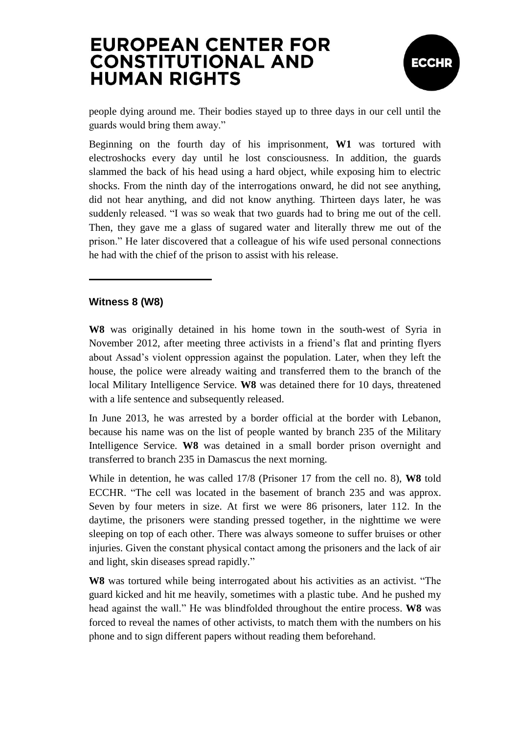people dying around me. Their bodies stayed up to three days in our cell until the guards would bring them away."

Beginning on the fourth day of his imprisonment, **W1** was tortured with electroshocks every day until he lost consciousness. In addition, the guards slammed the back of his head using a hard object, while exposing him to electric shocks. From the ninth day of the interrogations onward, he did not see anything, did not hear anything, and did not know anything. Thirteen days later, he was suddenly released. "I was so weak that two guards had to bring me out of the cell. Then, they gave me a glass of sugared water and literally threw me out of the prison." He later discovered that a colleague of his wife used personal connections he had with the chief of the prison to assist with his release.

---

### Witness 8 (W8)

**W8** was originally detained in his home town in the south-west of Syria in November 2012, after meeting three activists in a friend's flat and printing flyers about Assad's violent oppression against the population. Later, when they left the house, the police were already waiting and transferred them to the branch of the local Military Intelligence Service. **W8** was detained there for 10 days, threatened with a life sentence and subsequently released.

In June 2013, he was arrested by a border official at the border with Lebanon, because his name was on the list of people wanted by branch 235 of the Military Intelligence Service. **W8** was detained in a small border prison overnight and transferred to branch 235 in Damascus the next morning.

While in detention, he was called 17/8 (Prisoner 17 from the cell no. 8), **W8** told ECCHR. "The cell was located in the basement of branch 235 and was approx. Seven by four meters in size. At first we were 86 prisoners, later 112. In the daytime, the prisoners were standing pressed together, in the nighttime we were sleeping on top of each other. There was always someone to suffer bruises or other injuries. Given the constant physical contact among the prisoners and the lack of air and light, skin diseases spread rapidly."

**W8** was tortured while being interrogated about his activities as an activist. "The guard kicked and hit me heavily, sometimes with a plastic tube. And he pushed my head against the wall." He was blindfolded throughout the entire process. **W8** was forced to reveal the names of other activists, to match them with the numbers on his phone and to sign different papers without reading them beforehand.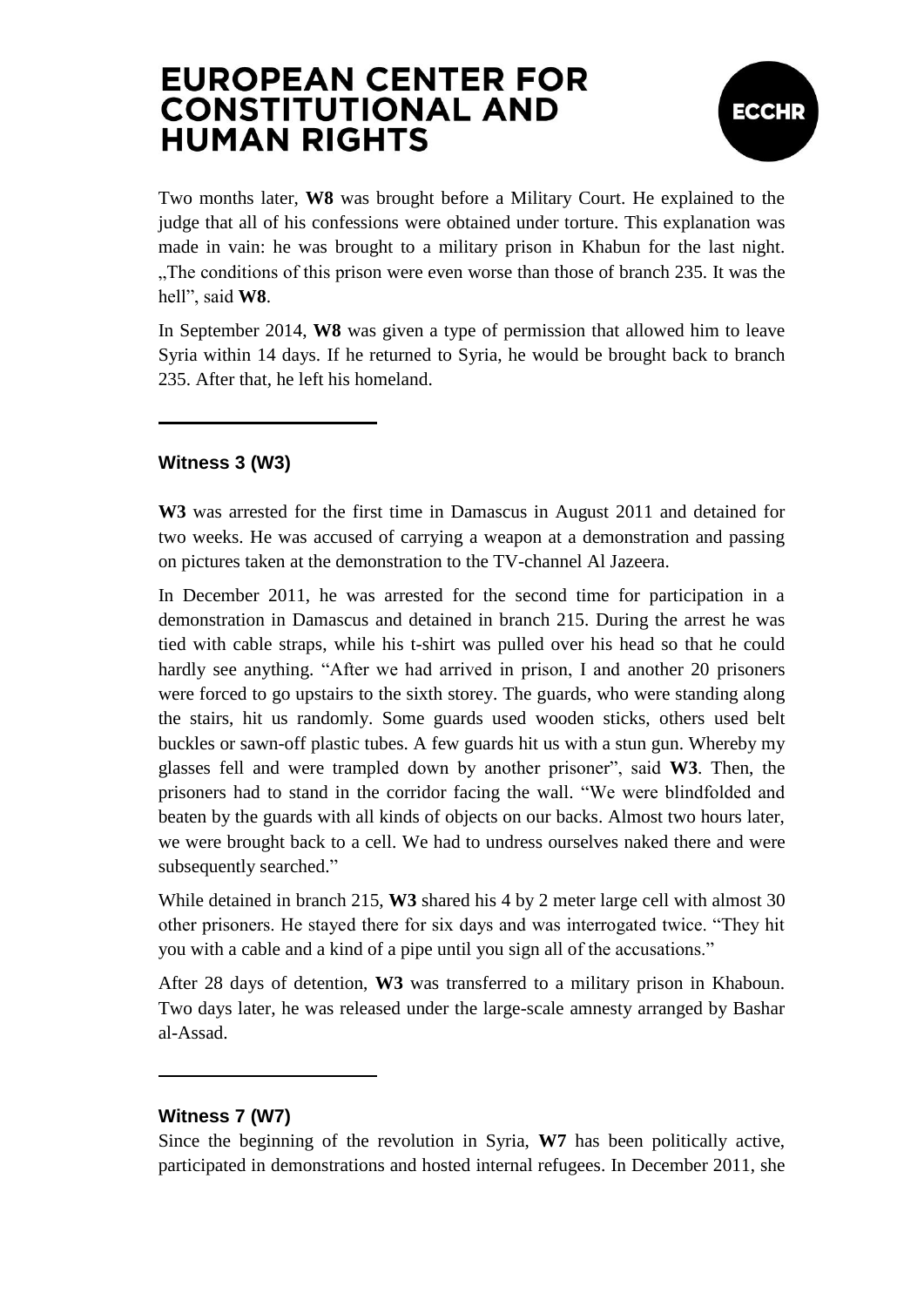Two months later, **W8** was brought before a Military Court. He explained to the judge that all of his confessions were obtained under torture. This explanation was made in vain: he was brought to a military prison in Khabun for the last night. „The conditions of this prison were even worse than those of branch 235. It was the hell", said **W8**.

In September 2014, **W8** was given a type of permission that allowed him to leave Syria within 14 days. If he returned to Syria, he would be brought back to branch 235. After that, he left his homeland.

---

### Witness 3 (W3)

**W3** was arrested for the first time in Damascus in August 2011 and detained for two weeks. He was accused of carrying a weapon at a demonstration and passing on pictures taken at the demonstration to the TV-channel Al Jazeera.

In December 2011, he was arrested for the second time for participation in a demonstration in Damascus and detained in branch 215. During the arrest he was tied with cable straps, while his t-shirt was pulled over his head so that he could hardly see anything. "After we had arrived in prison, I and another 20 prisoners were forced to go upstairs to the sixth storey. The guards, who were standing along the stairs, hit us randomly. Some guards used wooden sticks, others used belt buckles or sawn-off plastic tubes. A few guards hit us with a stun gun. Whereby my glasses fell and were trampled down by another prisoner", said **W3**. Then, the prisoners had to stand in the corridor facing the wall. "We were blindfolded and beaten by the guards with all kinds of objects on our backs. Almost two hours later, we were brought back to a cell. We had to undress ourselves naked there and were subsequently searched."

While detained in branch 215, **W3** shared his 4 by 2 meter large cell with almost 30 other prisoners. He stayed there for six days and was interrogated twice. "They hit you with a cable and a kind of a pipe until you sign all of the accusations."

After 28 days of detention, **W3** was transferred to a military prison in Khaboun. Two days later, he was released under the large-scale amnesty arranged by Bashar al-Assad.

---

### Witness 7 (W7)

Since the beginning of the revolution in Syria, **W7** has been politically active, participated in demonstrations and hosted internal refugees. In December 2011, she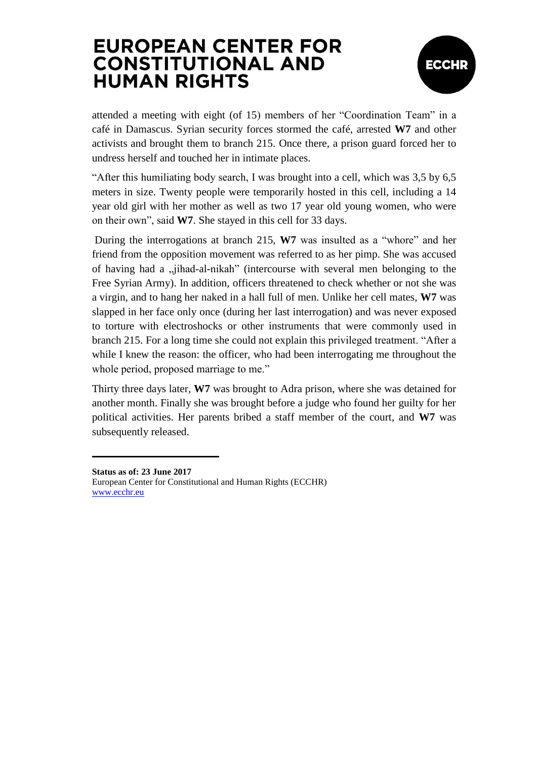attended a meeting with eight (of 15) members of her "Coordination Team" in a café in Damascus. Syrian security forces stormed the café, arrested **W7** and other activists and brought them to branch 215. Once there, a prison guard forced her to undress herself and touched her in intimate places.

"After this humiliating body search, I was brought into a cell, which was 3,5 by 6,5 meters in size. Twenty people were temporarily hosted in this cell, including a 14 year old girl with her mother as well as two 17 year old young women, who were on their own", said **W7**. She stayed in this cell for 33 days.

During the interrogations at branch 215, **W7** was insulted as a "whore" and her friend from the opposition movement was referred to as her pimp. She was accused of having had a „jihad-al-nikah" (intercourse with several men belonging to the Free Syrian Army). In addition, officers threatened to check whether or not she was a virgin, and to hang her naked in a hall full of men. Unlike her cell mates, **W7** was slapped in her face only once (during her last interrogation) and was never exposed to torture with electroshocks or other instruments that were commonly used in branch 215. For a long time she could not explain this privileged treatment. "After a while I knew the reason: the officer, who had been interrogating me throughout the whole period, proposed marriage to me."

Thirty three days later, **W7** was brought to Adra prison, where she was detained for another month. Finally she was brought before a judge who found her guilty for her political activities. Her parents bribed a staff member of the court, and **W7** was subsequently released.

---

**Status as of: 23 June 2017**
European Center for Constitutional and Human Rights (ECCHR)
www.ecchr.eu